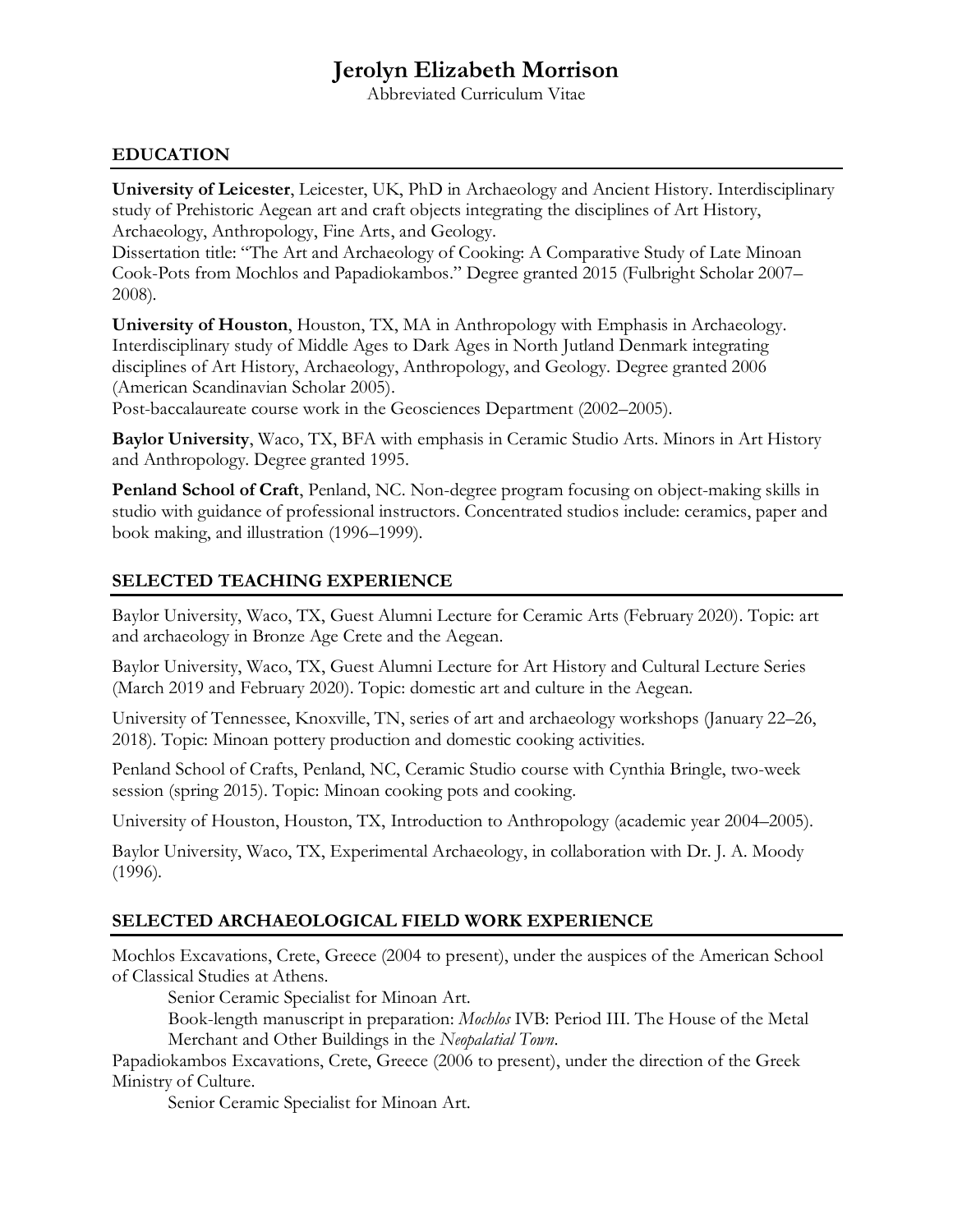# Jerolyn Elizabeth Morrison

Abbreviated Curriculum Vitae

## EDUCATION

**University of Leicester**, Leicester, UK, PhD in Archaeology and Ancient History. Interdisciplinary study of Prehistoric Aegean art and craft objects integrating the disciplines of Art History, Archaeology, Anthropology, Fine Arts, and Geology.
Dissertation title: "The Art and Archaeology of Cooking: A Comparative Study of Late Minoan Cook-Pots from Mochlos and Papadiokambos." Degree granted 2015 (Fulbright Scholar 2007–2008).

**University of Houston**, Houston, TX, MA in Anthropology with Emphasis in Archaeology. Interdisciplinary study of Middle Ages to Dark Ages in North Jutland Denmark integrating disciplines of Art History, Archaeology, Anthropology, and Geology. Degree granted 2006 (American Scandinavian Scholar 2005).
Post-baccalaureate course work in the Geosciences Department (2002–2005).

**Baylor University**, Waco, TX, BFA with emphasis in Ceramic Studio Arts. Minors in Art History and Anthropology. Degree granted 1995.

**Penland School of Craft**, Penland, NC. Non-degree program focusing on object-making skills in studio with guidance of professional instructors. Concentrated studios include: ceramics, paper and book making, and illustration (1996–1999).

## SELECTED TEACHING EXPERIENCE

Baylor University, Waco, TX, Guest Alumni Lecture for Ceramic Arts (February 2020). Topic: art and archaeology in Bronze Age Crete and the Aegean.

Baylor University, Waco, TX, Guest Alumni Lecture for Art History and Cultural Lecture Series (March 2019 and February 2020). Topic: domestic art and culture in the Aegean.

University of Tennessee, Knoxville, TN, series of art and archaeology workshops (January 22–26, 2018). Topic: Minoan pottery production and domestic cooking activities.

Penland School of Crafts, Penland, NC, Ceramic Studio course with Cynthia Bringle, two-week session (spring 2015). Topic: Minoan cooking pots and cooking.

University of Houston, Houston, TX, Introduction to Anthropology (academic year 2004–2005).

Baylor University, Waco, TX, Experimental Archaeology, in collaboration with Dr. J. A. Moody (1996).

## SELECTED ARCHAEOLOGICAL FIELD WORK EXPERIENCE

Mochlos Excavations, Crete, Greece (2004 to present), under the auspices of the American School of Classical Studies at Athens.

Senior Ceramic Specialist for Minoan Art.

Book-length manuscript in preparation: *Mochlos* IVB: Period III. The House of the Metal Merchant and Other Buildings in the *Neopalatial Town*.

Papadiokambos Excavations, Crete, Greece (2006 to present), under the direction of the Greek Ministry of Culture.

Senior Ceramic Specialist for Minoan Art.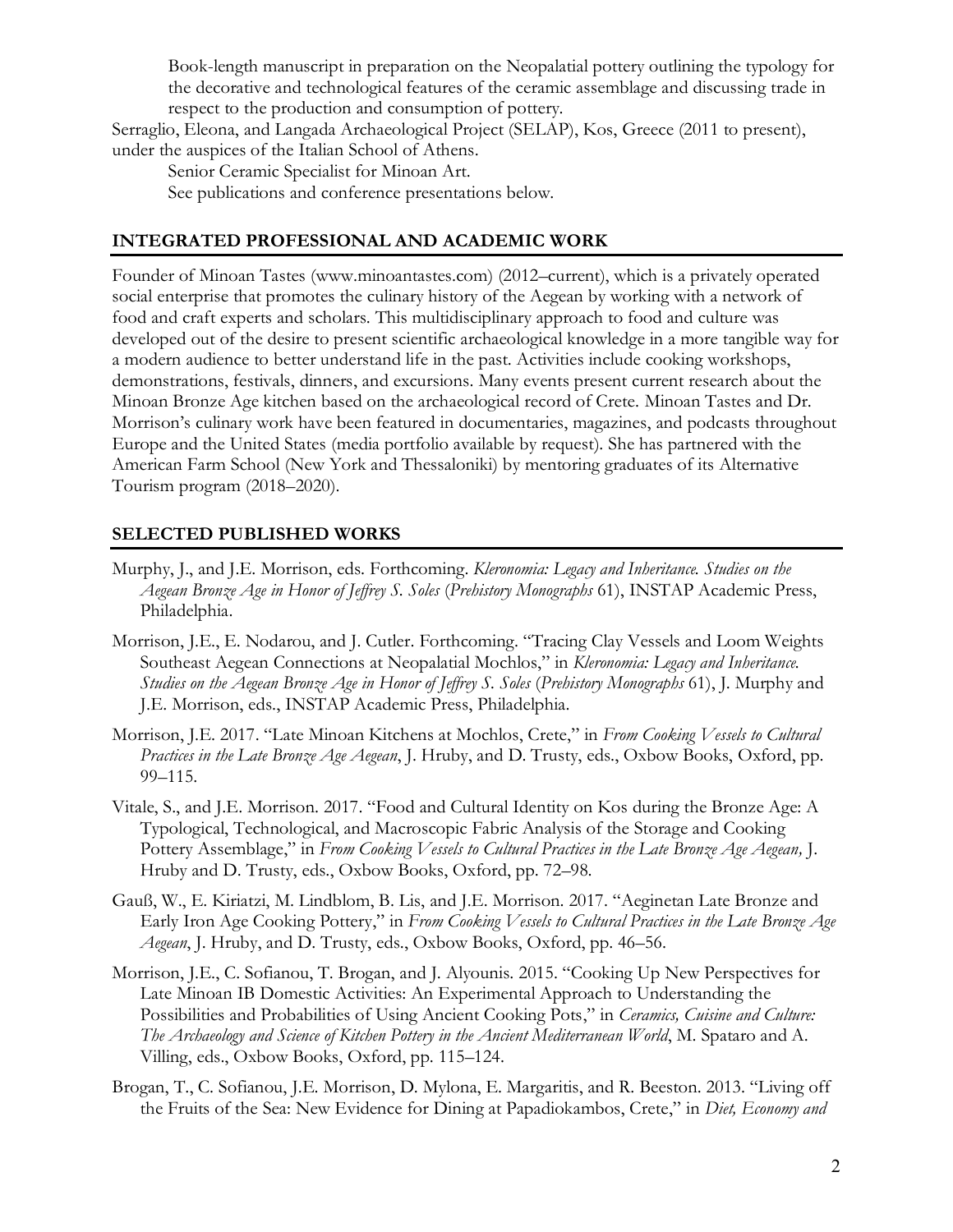Book-length manuscript in preparation on the Neopalatial pottery outlining the typology for the decorative and technological features of the ceramic assemblage and discussing trade in respect to the production and consumption of pottery.

Serraglio, Eleona, and Langada Archaeological Project (SELAP), Kos, Greece (2011 to present), under the auspices of the Italian School of Athens.

Senior Ceramic Specialist for Minoan Art.

See publications and conference presentations below.

## INTEGRATED PROFESSIONAL AND ACADEMIC WORK

Founder of Minoan Tastes (www.minoantastes.com) (2012–current), which is a privately operated social enterprise that promotes the culinary history of the Aegean by working with a network of food and craft experts and scholars. This multidisciplinary approach to food and culture was developed out of the desire to present scientific archaeological knowledge in a more tangible way for a modern audience to better understand life in the past. Activities include cooking workshops, demonstrations, festivals, dinners, and excursions. Many events present current research about the Minoan Bronze Age kitchen based on the archaeological record of Crete. Minoan Tastes and Dr. Morrison's culinary work have been featured in documentaries, magazines, and podcasts throughout Europe and the United States (media portfolio available by request). She has partnered with the American Farm School (New York and Thessaloniki) by mentoring graduates of its Alternative Tourism program (2018–2020).

## SELECTED PUBLISHED WORKS

Murphy, J., and J.E. Morrison, eds. Forthcoming. *Kleronomia: Legacy and Inheritance. Studies on the Aegean Bronze Age in Honor of Jeffrey S. Soles* (*Prehistory Monographs* 61), INSTAP Academic Press, Philadelphia.

Morrison, J.E., E. Nodarou, and J. Cutler. Forthcoming. "Tracing Clay Vessels and Loom Weights Southeast Aegean Connections at Neopalatial Mochlos," in *Kleronomia: Legacy and Inheritance. Studies on the Aegean Bronze Age in Honor of Jeffrey S. Soles* (*Prehistory Monographs* 61), J. Murphy and J.E. Morrison, eds., INSTAP Academic Press, Philadelphia.

Morrison, J.E. 2017. "Late Minoan Kitchens at Mochlos, Crete," in *From Cooking Vessels to Cultural Practices in the Late Bronze Age Aegean*, J. Hruby, and D. Trusty, eds., Oxbow Books, Oxford, pp. 99–115.

Vitale, S., and J.E. Morrison. 2017. "Food and Cultural Identity on Kos during the Bronze Age: A Typological, Technological, and Macroscopic Fabric Analysis of the Storage and Cooking Pottery Assemblage," in *From Cooking Vessels to Cultural Practices in the Late Bronze Age Aegean,* J. Hruby and D. Trusty, eds., Oxbow Books, Oxford, pp. 72–98.

Gauß, W., E. Kiriatzi, M. Lindblom, B. Lis, and J.E. Morrison. 2017. "Aeginetan Late Bronze and Early Iron Age Cooking Pottery," in *From Cooking Vessels to Cultural Practices in the Late Bronze Age Aegean*, J. Hruby, and D. Trusty, eds., Oxbow Books, Oxford, pp. 46–56.

Morrison, J.E., C. Sofianou, T. Brogan, and J. Alyounis. 2015. "Cooking Up New Perspectives for Late Minoan IB Domestic Activities: An Experimental Approach to Understanding the Possibilities and Probabilities of Using Ancient Cooking Pots," in *Ceramics, Cuisine and Culture: The Archaeology and Science of Kitchen Pottery in the Ancient Mediterranean World*, M. Spataro and A. Villing, eds., Oxbow Books, Oxford, pp. 115–124.

Brogan, T., C. Sofianou, J.E. Morrison, D. Mylona, E. Margaritis, and R. Beeston. 2013. "Living off the Fruits of the Sea: New Evidence for Dining at Papadiokambos, Crete," in *Diet, Economy and*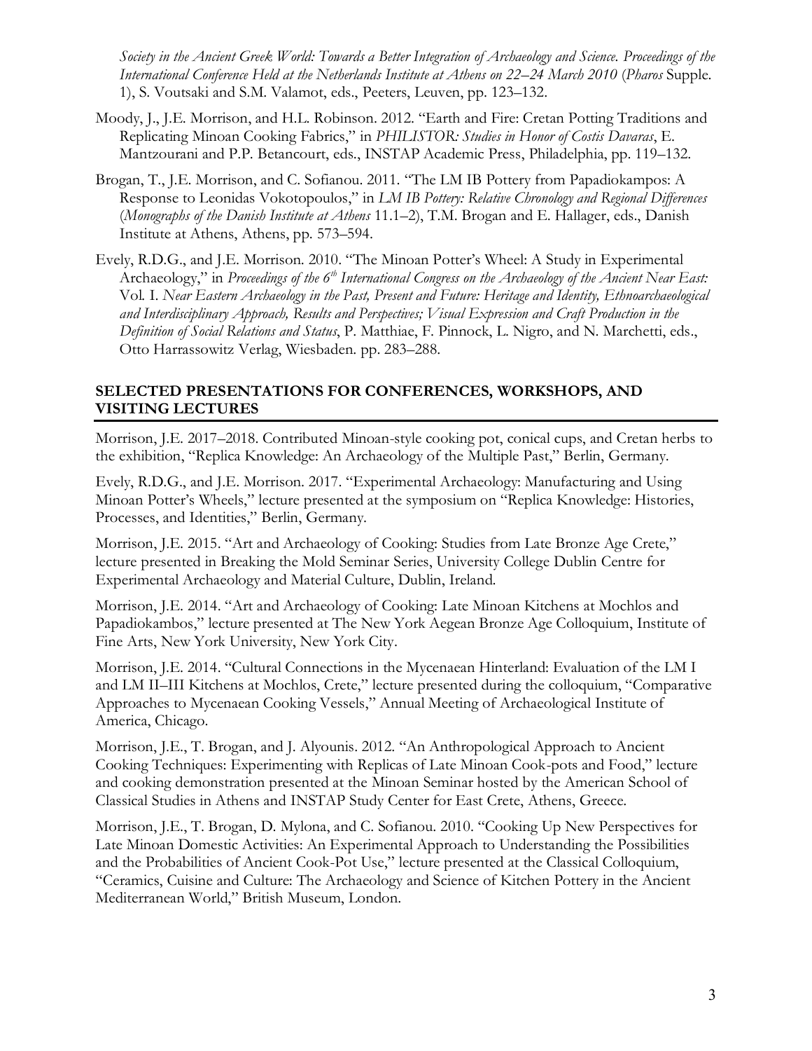*Society in the Ancient Greek World: Towards a Better Integration of Archaeology and Science. Proceedings of the International Conference Held at the Netherlands Institute at Athens on 22–24 March 2010* (*Pharos* Supple. 1), S. Voutsaki and S.M. Valamot, eds., Peeters, Leuven, pp. 123–132.

Moody, J., J.E. Morrison, and H.L. Robinson. 2012. "Earth and Fire: Cretan Potting Traditions and Replicating Minoan Cooking Fabrics," in *PHILISTOR: Studies in Honor of Costis Davaras*, E. Mantzourani and P.P. Betancourt, eds., INSTAP Academic Press, Philadelphia, pp. 119–132.

Brogan, T., J.E. Morrison, and C. Sofianou. 2011. "The LM IB Pottery from Papadiokampos: A Response to Leonidas Vokotopoulos," in *LM IB Pottery: Relative Chronology and Regional Differences* (*Monographs of the Danish Institute at Athens* 11.1–2), T.M. Brogan and E. Hallager, eds., Danish Institute at Athens, Athens, pp. 573–594.

Evely, R.D.G., and J.E. Morrison. 2010. "The Minoan Potter's Wheel: A Study in Experimental Archaeology," in *Proceedings of the 6th International Congress on the Archaeology of the Ancient Near East:* Vol. I. *Near Eastern Archaeology in the Past, Present and Future: Heritage and Identity, Ethnoarchaeological and Interdisciplinary Approach, Results and Perspectives; Visual Expression and Craft Production in the Definition of Social Relations and Status*, P. Matthiae, F. Pinnock, L. Nigro, and N. Marchetti, eds., Otto Harrassowitz Verlag, Wiesbaden. pp. 283–288.

## SELECTED PRESENTATIONS FOR CONFERENCES, WORKSHOPS, AND VISITING LECTURES

Morrison, J.E. 2017–2018. Contributed Minoan-style cooking pot, conical cups, and Cretan herbs to the exhibition, "Replica Knowledge: An Archaeology of the Multiple Past," Berlin, Germany.

Evely, R.D.G., and J.E. Morrison. 2017. "Experimental Archaeology: Manufacturing and Using Minoan Potter's Wheels," lecture presented at the symposium on "Replica Knowledge: Histories, Processes, and Identities," Berlin, Germany.

Morrison, J.E. 2015. "Art and Archaeology of Cooking: Studies from Late Bronze Age Crete," lecture presented in Breaking the Mold Seminar Series, University College Dublin Centre for Experimental Archaeology and Material Culture, Dublin, Ireland.

Morrison, J.E. 2014. "Art and Archaeology of Cooking: Late Minoan Kitchens at Mochlos and Papadiokambos," lecture presented at The New York Aegean Bronze Age Colloquium, Institute of Fine Arts, New York University, New York City.

Morrison, J.E. 2014. "Cultural Connections in the Mycenaean Hinterland: Evaluation of the LM I and LM II–III Kitchens at Mochlos, Crete," lecture presented during the colloquium, "Comparative Approaches to Mycenaean Cooking Vessels," Annual Meeting of Archaeological Institute of America, Chicago.

Morrison, J.E., T. Brogan, and J. Alyounis. 2012. "An Anthropological Approach to Ancient Cooking Techniques: Experimenting with Replicas of Late Minoan Cook-pots and Food," lecture and cooking demonstration presented at the Minoan Seminar hosted by the American School of Classical Studies in Athens and INSTAP Study Center for East Crete, Athens, Greece.

Morrison, J.E., T. Brogan, D. Mylona, and C. Sofianou. 2010. "Cooking Up New Perspectives for Late Minoan Domestic Activities: An Experimental Approach to Understanding the Possibilities and the Probabilities of Ancient Cook-Pot Use," lecture presented at the Classical Colloquium, "Ceramics, Cuisine and Culture: The Archaeology and Science of Kitchen Pottery in the Ancient Mediterranean World," British Museum, London.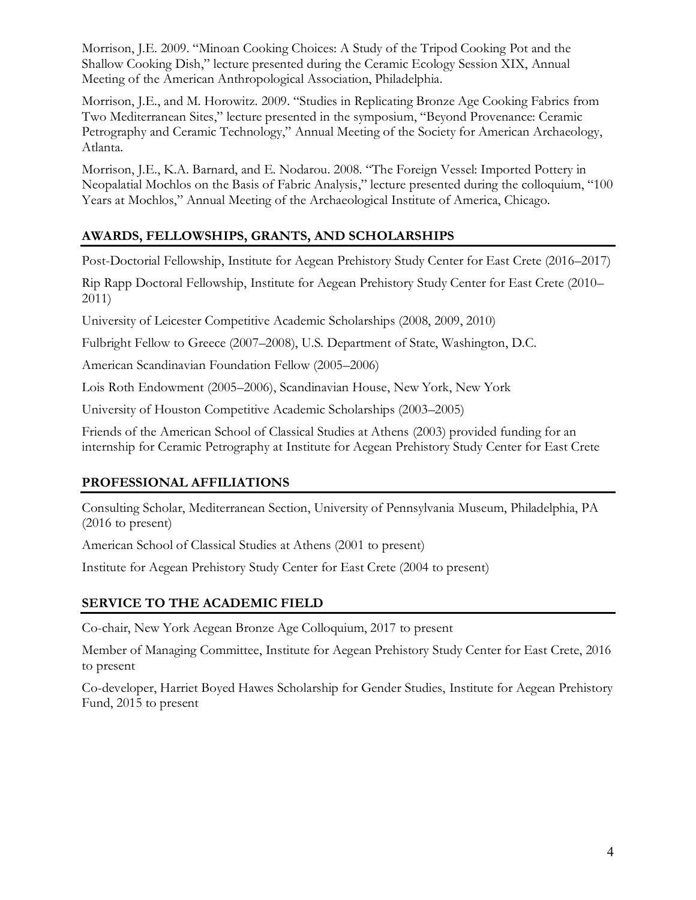Morrison, J.E. 2009. "Minoan Cooking Choices: A Study of the Tripod Cooking Pot and the Shallow Cooking Dish," lecture presented during the Ceramic Ecology Session XIX, Annual Meeting of the American Anthropological Association, Philadelphia.

Morrison, J.E., and M. Horowitz. 2009. "Studies in Replicating Bronze Age Cooking Fabrics from Two Mediterranean Sites," lecture presented in the symposium, "Beyond Provenance: Ceramic Petrography and Ceramic Technology," Annual Meeting of the Society for American Archaeology, Atlanta.

Morrison, J.E., K.A. Barnard, and E. Nodarou. 2008. "The Foreign Vessel: Imported Pottery in Neopalatial Mochlos on the Basis of Fabric Analysis," lecture presented during the colloquium, "100 Years at Mochlos," Annual Meeting of the Archaeological Institute of America, Chicago.

## AWARDS, FELLOWSHIPS, GRANTS, AND SCHOLARSHIPS

Post-Doctorial Fellowship, Institute for Aegean Prehistory Study Center for East Crete (2016–2017)

Rip Rapp Doctoral Fellowship, Institute for Aegean Prehistory Study Center for East Crete (2010–2011)

University of Leicester Competitive Academic Scholarships (2008, 2009, 2010)

Fulbright Fellow to Greece (2007–2008), U.S. Department of State, Washington, D.C.

American Scandinavian Foundation Fellow (2005–2006)

Lois Roth Endowment (2005–2006), Scandinavian House, New York, New York

University of Houston Competitive Academic Scholarships (2003–2005)

Friends of the American School of Classical Studies at Athens (2003) provided funding for an internship for Ceramic Petrography at Institute for Aegean Prehistory Study Center for East Crete

## PROFESSIONAL AFFILIATIONS

Consulting Scholar, Mediterranean Section, University of Pennsylvania Museum, Philadelphia, PA (2016 to present)

American School of Classical Studies at Athens (2001 to present)

Institute for Aegean Prehistory Study Center for East Crete (2004 to present)

## SERVICE TO THE ACADEMIC FIELD

Co-chair, New York Aegean Bronze Age Colloquium, 2017 to present

Member of Managing Committee, Institute for Aegean Prehistory Study Center for East Crete, 2016 to present

Co-developer, Harriet Boyed Hawes Scholarship for Gender Studies, Institute for Aegean Prehistory Fund, 2015 to present